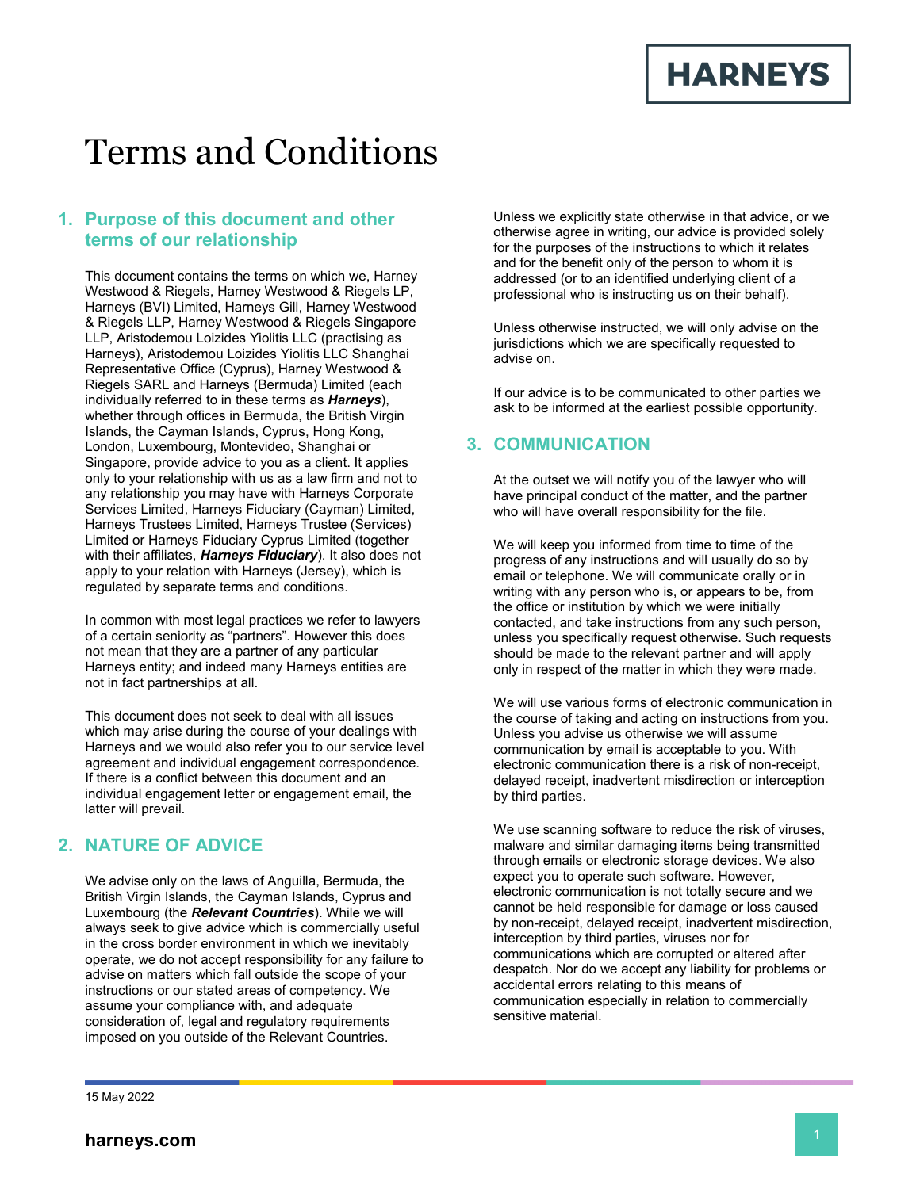# Terms and Conditions

## 1. Purpose of this document and other terms of our relationship

This document contains the terms on which we, Harney Westwood & Riegels, Harney Westwood & Riegels LP, Harneys (BVI) Limited, Harneys Gill, Harney Westwood & Riegels LLP, Harney Westwood & Riegels Singapore LLP, Aristodemou Loizides Yiolitis LLC (practising as Harneys), Aristodemou Loizides Yiolitis LLC Shanghai Representative Office (Cyprus), Harney Westwood & Riegels SARL and Harneys (Bermuda) Limited (each individually referred to in these terms as ***Harneys***), whether through offices in Bermuda, the British Virgin Islands, the Cayman Islands, Cyprus, Hong Kong, London, Luxembourg, Montevideo, Shanghai or Singapore, provide advice to you as a client. It applies only to your relationship with us as a law firm and not to any relationship you may have with Harneys Corporate Services Limited, Harneys Fiduciary (Cayman) Limited, Harneys Trustees Limited, Harneys Trustee (Services) Limited or Harneys Fiduciary Cyprus Limited (together with their affiliates, ***Harneys Fiduciary***). It also does not apply to your relation with Harneys (Jersey), which is regulated by separate terms and conditions.

In common with most legal practices we refer to lawyers of a certain seniority as "partners". However this does not mean that they are a partner of any particular Harneys entity; and indeed many Harneys entities are not in fact partnerships at all.

This document does not seek to deal with all issues which may arise during the course of your dealings with Harneys and we would also refer you to our service level agreement and individual engagement correspondence. If there is a conflict between this document and an individual engagement letter or engagement email, the latter will prevail.

## 2. NATURE OF ADVICE

We advise only on the laws of Anguilla, Bermuda, the British Virgin Islands, the Cayman Islands, Cyprus and Luxembourg (the ***Relevant Countries***). While we will always seek to give advice which is commercially useful in the cross border environment in which we inevitably operate, we do not accept responsibility for any failure to advise on matters which fall outside the scope of your instructions or our stated areas of competency. We assume your compliance with, and adequate consideration of, legal and regulatory requirements imposed on you outside of the Relevant Countries.

Unless we explicitly state otherwise in that advice, or we otherwise agree in writing, our advice is provided solely for the purposes of the instructions to which it relates and for the benefit only of the person to whom it is addressed (or to an identified underlying client of a professional who is instructing us on their behalf).

Unless otherwise instructed, we will only advise on the jurisdictions which we are specifically requested to advise on.

If our advice is to be communicated to other parties we ask to be informed at the earliest possible opportunity.

## 3. COMMUNICATION

At the outset we will notify you of the lawyer who will have principal conduct of the matter, and the partner who will have overall responsibility for the file.

We will keep you informed from time to time of the progress of any instructions and will usually do so by email or telephone. We will communicate orally or in writing with any person who is, or appears to be, from the office or institution by which we were initially contacted, and take instructions from any such person, unless you specifically request otherwise. Such requests should be made to the relevant partner and will apply only in respect of the matter in which they were made.

We will use various forms of electronic communication in the course of taking and acting on instructions from you. Unless you advise us otherwise we will assume communication by email is acceptable to you. With electronic communication there is a risk of non-receipt, delayed receipt, inadvertent misdirection or interception by third parties.

We use scanning software to reduce the risk of viruses, malware and similar damaging items being transmitted through emails or electronic storage devices. We also expect you to operate such software. However, electronic communication is not totally secure and we cannot be held responsible for damage or loss caused by non-receipt, delayed receipt, inadvertent misdirection, interception by third parties, viruses nor for communications which are corrupted or altered after despatch. Nor do we accept any liability for problems or accidental errors relating to this means of communication especially in relation to commercially sensitive material.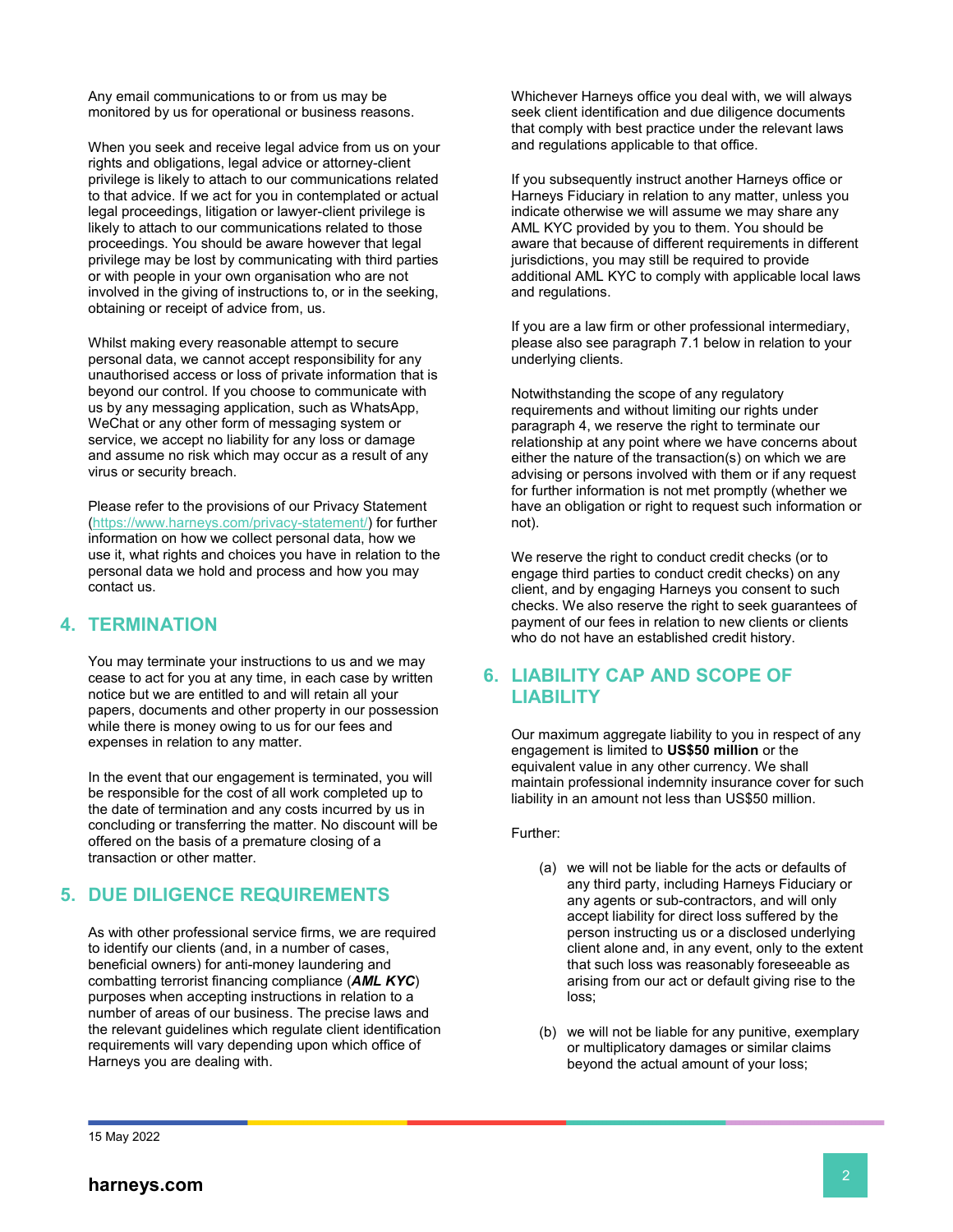Any email communications to or from us may be monitored by us for operational or business reasons.

When you seek and receive legal advice from us on your rights and obligations, legal advice or attorney-client privilege is likely to attach to our communications related to that advice. If we act for you in contemplated or actual legal proceedings, litigation or lawyer-client privilege is likely to attach to our communications related to those proceedings. You should be aware however that legal privilege may be lost by communicating with third parties or with people in your own organisation who are not involved in the giving of instructions to, or in the seeking, obtaining or receipt of advice from, us.

Whilst making every reasonable attempt to secure personal data, we cannot accept responsibility for any unauthorised access or loss of private information that is beyond our control. If you choose to communicate with us by any messaging application, such as WhatsApp, WeChat or any other form of messaging system or service, we accept no liability for any loss or damage and assume no risk which may occur as a result of any virus or security breach.

Please refer to the provisions of our Privacy Statement (https://www.harneys.com/privacy-statement/) for further information on how we collect personal data, how we use it, what rights and choices you have in relation to the personal data we hold and process and how you may contact us.

## 4. TERMINATION

You may terminate your instructions to us and we may cease to act for you at any time, in each case by written notice but we are entitled to and will retain all your papers, documents and other property in our possession while there is money owing to us for our fees and expenses in relation to any matter.

In the event that our engagement is terminated, you will be responsible for the cost of all work completed up to the date of termination and any costs incurred by us in concluding or transferring the matter. No discount will be offered on the basis of a premature closing of a transaction or other matter.

## 5. DUE DILIGENCE REQUIREMENTS

As with other professional service firms, we are required to identify our clients (and, in a number of cases, beneficial owners) for anti-money laundering and combatting terrorist financing compliance (***AML KYC***) purposes when accepting instructions in relation to a number of areas of our business. The precise laws and the relevant guidelines which regulate client identification requirements will vary depending upon which office of Harneys you are dealing with.

Whichever Harneys office you deal with, we will always seek client identification and due diligence documents that comply with best practice under the relevant laws and regulations applicable to that office.

If you subsequently instruct another Harneys office or Harneys Fiduciary in relation to any matter, unless you indicate otherwise we will assume we may share any AML KYC provided by you to them. You should be aware that because of different requirements in different jurisdictions, you may still be required to provide additional AML KYC to comply with applicable local laws and regulations.

If you are a law firm or other professional intermediary, please also see paragraph 7.1 below in relation to your underlying clients.

Notwithstanding the scope of any regulatory requirements and without limiting our rights under paragraph 4, we reserve the right to terminate our relationship at any point where we have concerns about either the nature of the transaction(s) on which we are advising or persons involved with them or if any request for further information is not met promptly (whether we have an obligation or right to request such information or not).

We reserve the right to conduct credit checks (or to engage third parties to conduct credit checks) on any client, and by engaging Harneys you consent to such checks. We also reserve the right to seek guarantees of payment of our fees in relation to new clients or clients who do not have an established credit history.

## 6. LIABILITY CAP AND SCOPE OF LIABILITY

Our maximum aggregate liability to you in respect of any engagement is limited to **US$50 million** or the equivalent value in any other currency. We shall maintain professional indemnity insurance cover for such liability in an amount not less than US$50 million.

Further:

(a) we will not be liable for the acts or defaults of any third party, including Harneys Fiduciary or any agents or sub-contractors, and will only accept liability for direct loss suffered by the person instructing us or a disclosed underlying client alone and, in any event, only to the extent that such loss was reasonably foreseeable as arising from our act or default giving rise to the loss;

(b) we will not be liable for any punitive, exemplary or multiplicatory damages or similar claims beyond the actual amount of your loss;

15 May 2022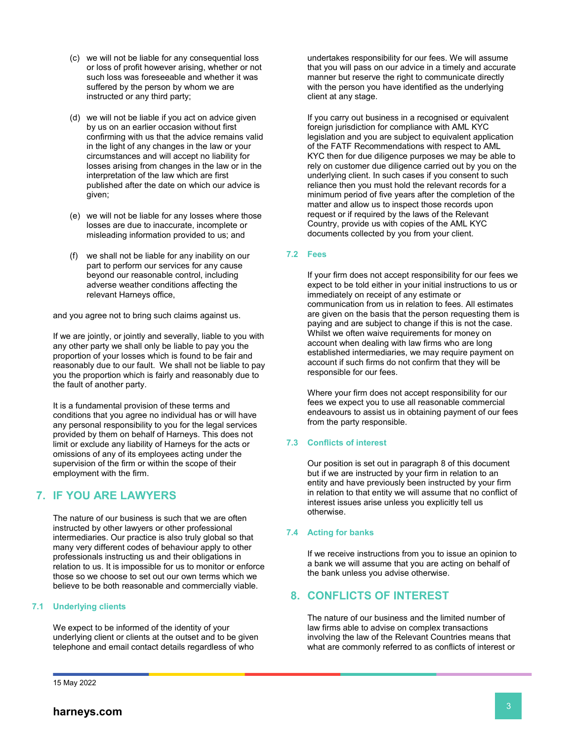(c) we will not be liable for any consequential loss or loss of profit however arising, whether or not such loss was foreseeable and whether it was suffered by the person by whom we are instructed or any third party;

(d) we will not be liable if you act on advice given by us on an earlier occasion without first confirming with us that the advice remains valid in the light of any changes in the law or your circumstances and will accept no liability for losses arising from changes in the law or in the interpretation of the law which are first published after the date on which our advice is given;

(e) we will not be liable for any losses where those losses are due to inaccurate, incomplete or misleading information provided to us; and

(f) we shall not be liable for any inability on our part to perform our services for any cause beyond our reasonable control, including adverse weather conditions affecting the relevant Harneys office,

and you agree not to bring such claims against us.

If we are jointly, or jointly and severally, liable to you with any other party we shall only be liable to pay you the proportion of your losses which is found to be fair and reasonably due to our fault. We shall not be liable to pay you the proportion which is fairly and reasonably due to the fault of another party.

It is a fundamental provision of these terms and conditions that you agree no individual has or will have any personal responsibility to you for the legal services provided by them on behalf of Harneys. This does not limit or exclude any liability of Harneys for the acts or omissions of any of its employees acting under the supervision of the firm or within the scope of their employment with the firm.

## 7. IF YOU ARE LAWYERS

The nature of our business is such that we are often instructed by other lawyers or other professional intermediaries. Our practice is also truly global so that many very different codes of behaviour apply to other professionals instructing us and their obligations in relation to us. It is impossible for us to monitor or enforce those so we choose to set out our own terms which we believe to be both reasonable and commercially viable.

### 7.1 Underlying clients

We expect to be informed of the identity of your underlying client or clients at the outset and to be given telephone and email contact details regardless of who undertakes responsibility for our fees. We will assume that you will pass on our advice in a timely and accurate manner but reserve the right to communicate directly with the person you have identified as the underlying client at any stage.

If you carry out business in a recognised or equivalent foreign jurisdiction for compliance with AML KYC legislation and you are subject to equivalent application of the FATF Recommendations with respect to AML KYC then for due diligence purposes we may be able to rely on customer due diligence carried out by you on the underlying client. In such cases if you consent to such reliance then you must hold the relevant records for a minimum period of five years after the completion of the matter and allow us to inspect those records upon request or if required by the laws of the Relevant Country, provide us with copies of the AML KYC documents collected by you from your client.

### 7.2 Fees

If your firm does not accept responsibility for our fees we expect to be told either in your initial instructions to us or immediately on receipt of any estimate or communication from us in relation to fees. All estimates are given on the basis that the person requesting them is paying and are subject to change if this is not the case. Whilst we often waive requirements for money on account when dealing with law firms who are long established intermediaries, we may require payment on account if such firms do not confirm that they will be responsible for our fees.

Where your firm does not accept responsibility for our fees we expect you to use all reasonable commercial endeavours to assist us in obtaining payment of our fees from the party responsible.

### 7.3 Conflicts of interest

Our position is set out in paragraph 8 of this document but if we are instructed by your firm in relation to an entity and have previously been instructed by your firm in relation to that entity we will assume that no conflict of interest issues arise unless you explicitly tell us otherwise.

### 7.4 Acting for banks

If we receive instructions from you to issue an opinion to a bank we will assume that you are acting on behalf of the bank unless you advise otherwise.

## 8. CONFLICTS OF INTEREST

The nature of our business and the limited number of law firms able to advise on complex transactions involving the law of the Relevant Countries means that what are commonly referred to as conflicts of interest or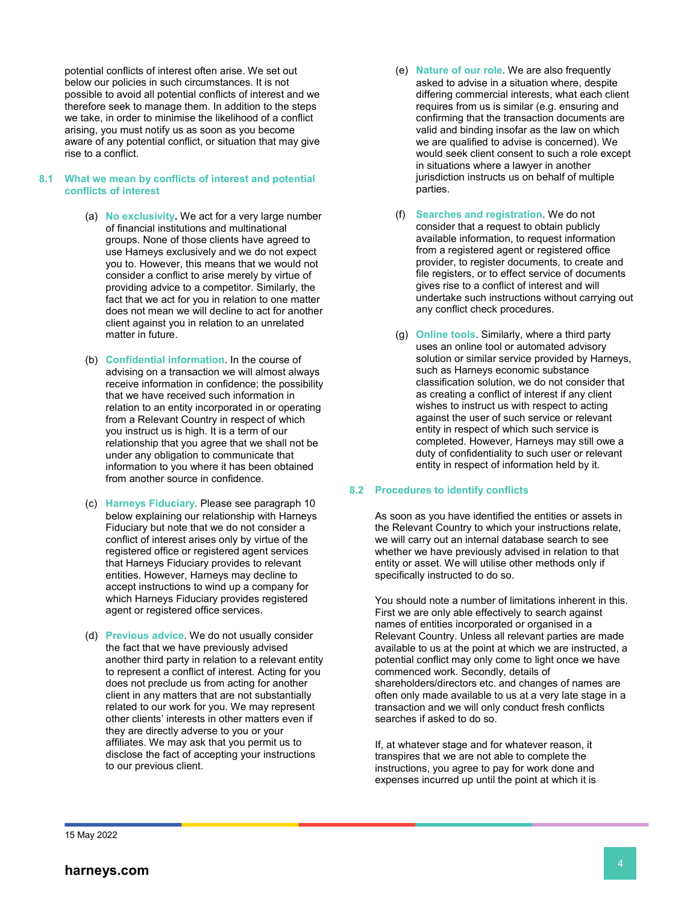potential conflicts of interest often arise. We set out below our policies in such circumstances. It is not possible to avoid all potential conflicts of interest and we therefore seek to manage them. In addition to the steps we take, in order to minimise the likelihood of a conflict arising, you must notify us as soon as you become aware of any potential conflict, or situation that may give rise to a conflict.

### 8.1 What we mean by conflicts of interest and potential conflicts of interest

(a) **No exclusivity.** We act for a very large number of financial institutions and multinational groups. None of those clients have agreed to use Harneys exclusively and we do not expect you to. However, this means that we would not consider a conflict to arise merely by virtue of providing advice to a competitor. Similarly, the fact that we act for you in relation to one matter does not mean we will decline to act for another client against you in relation to an unrelated matter in future.

(b) **Confidential information**. In the course of advising on a transaction we will almost always receive information in confidence; the possibility that we have received such information in relation to an entity incorporated in or operating from a Relevant Country in respect of which you instruct us is high. It is a term of our relationship that you agree that we shall not be under any obligation to communicate that information to you where it has been obtained from another source in confidence.

(c) **Harneys Fiduciary**. Please see paragraph 10 below explaining our relationship with Harneys Fiduciary but note that we do not consider a conflict of interest arises only by virtue of the registered office or registered agent services that Harneys Fiduciary provides to relevant entities. However, Harneys may decline to accept instructions to wind up a company for which Harneys Fiduciary provides registered agent or registered office services.

(d) **Previous advice**. We do not usually consider the fact that we have previously advised another third party in relation to a relevant entity to represent a conflict of interest. Acting for you does not preclude us from acting for another client in any matters that are not substantially related to our work for you. We may represent other clients' interests in other matters even if they are directly adverse to you or your affiliates. We may ask that you permit us to disclose the fact of accepting your instructions to our previous client.

(e) **Nature of our role**. We are also frequently asked to advise in a situation where, despite differing commercial interests, what each client requires from us is similar (e.g. ensuring and confirming that the transaction documents are valid and binding insofar as the law on which we are qualified to advise is concerned). We would seek client consent to such a role except in situations where a lawyer in another jurisdiction instructs us on behalf of multiple parties.

(f) **Searches and registration**. We do not consider that a request to obtain publicly available information, to request information from a registered agent or registered office provider, to register documents, to create and file registers, or to effect service of documents gives rise to a conflict of interest and will undertake such instructions without carrying out any conflict check procedures.

(g) **Online tools**. Similarly, where a third party uses an online tool or automated advisory solution or similar service provided by Harneys, such as Harneys economic substance classification solution, we do not consider that as creating a conflict of interest if any client wishes to instruct us with respect to acting against the user of such service or relevant entity in respect of which such service is completed. However, Harneys may still owe a duty of confidentiality to such user or relevant entity in respect of information held by it.

### 8.2 Procedures to identify conflicts

As soon as you have identified the entities or assets in the Relevant Country to which your instructions relate, we will carry out an internal database search to see whether we have previously advised in relation to that entity or asset. We will utilise other methods only if specifically instructed to do so.

You should note a number of limitations inherent in this. First we are only able effectively to search against names of entities incorporated or organised in a Relevant Country. Unless all relevant parties are made available to us at the point at which we are instructed, a potential conflict may only come to light once we have commenced work. Secondly, details of shareholders/directors etc. and changes of names are often only made available to us at a very late stage in a transaction and we will only conduct fresh conflicts searches if asked to do so.

If, at whatever stage and for whatever reason, it transpires that we are not able to complete the instructions, you agree to pay for work done and expenses incurred up until the point at which it is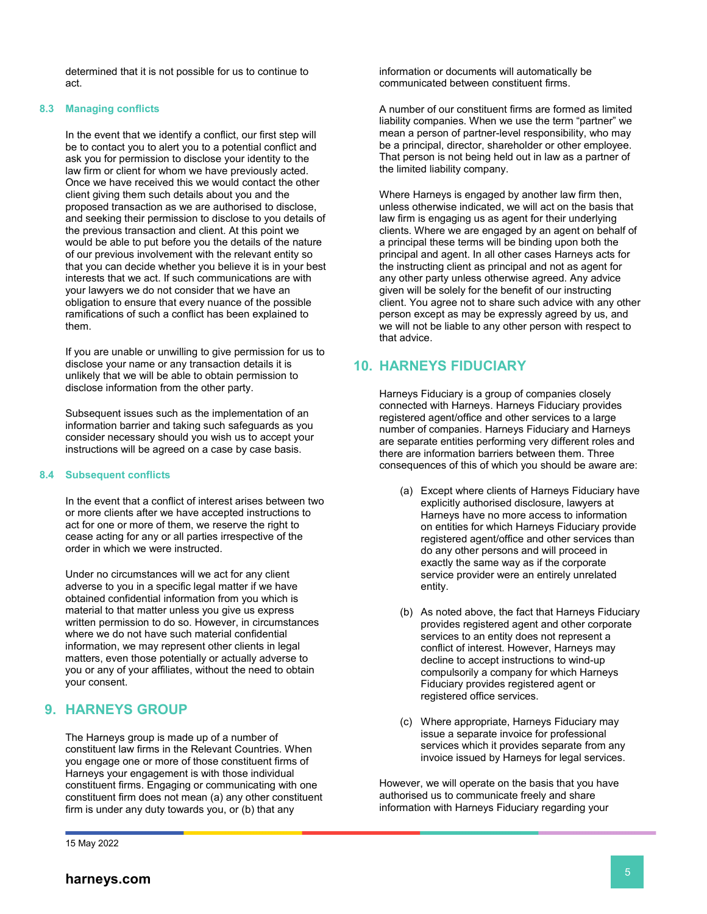determined that it is not possible for us to continue to act.

### 8.3 Managing conflicts

In the event that we identify a conflict, our first step will be to contact you to alert you to a potential conflict and ask you for permission to disclose your identity to the law firm or client for whom we have previously acted. Once we have received this we would contact the other client giving them such details about you and the proposed transaction as we are authorised to disclose, and seeking their permission to disclose to you details of the previous transaction and client. At this point we would be able to put before you the details of the nature of our previous involvement with the relevant entity so that you can decide whether you believe it is in your best interests that we act. If such communications are with your lawyers we do not consider that we have an obligation to ensure that every nuance of the possible ramifications of such a conflict has been explained to them.

If you are unable or unwilling to give permission for us to disclose your name or any transaction details it is unlikely that we will be able to obtain permission to disclose information from the other party.

Subsequent issues such as the implementation of an information barrier and taking such safeguards as you consider necessary should you wish us to accept your instructions will be agreed on a case by case basis.

### 8.4 Subsequent conflicts

In the event that a conflict of interest arises between two or more clients after we have accepted instructions to act for one or more of them, we reserve the right to cease acting for any or all parties irrespective of the order in which we were instructed.

Under no circumstances will we act for any client adverse to you in a specific legal matter if we have obtained confidential information from you which is material to that matter unless you give us express written permission to do so. However, in circumstances where we do not have such material confidential information, we may represent other clients in legal matters, even those potentially or actually adverse to you or any of your affiliates, without the need to obtain your consent.

## 9. HARNEYS GROUP

The Harneys group is made up of a number of constituent law firms in the Relevant Countries. When you engage one or more of those constituent firms of Harneys your engagement is with those individual constituent firms. Engaging or communicating with one constituent firm does not mean (a) any other constituent firm is under any duty towards you, or (b) that any information or documents will automatically be communicated between constituent firms.

A number of our constituent firms are formed as limited liability companies. When we use the term "partner" we mean a person of partner-level responsibility, who may be a principal, director, shareholder or other employee. That person is not being held out in law as a partner of the limited liability company.

Where Harneys is engaged by another law firm then, unless otherwise indicated, we will act on the basis that law firm is engaging us as agent for their underlying clients. Where we are engaged by an agent on behalf of a principal these terms will be binding upon both the principal and agent. In all other cases Harneys acts for the instructing client as principal and not as agent for any other party unless otherwise agreed. Any advice given will be solely for the benefit of our instructing client. You agree not to share such advice with any other person except as may be expressly agreed by us, and we will not be liable to any other person with respect to that advice.

## 10. HARNEYS FIDUCIARY

Harneys Fiduciary is a group of companies closely connected with Harneys. Harneys Fiduciary provides registered agent/office and other services to a large number of companies. Harneys Fiduciary and Harneys are separate entities performing very different roles and there are information barriers between them. Three consequences of this of which you should be aware are:

(a) Except where clients of Harneys Fiduciary have explicitly authorised disclosure, lawyers at Harneys have no more access to information on entities for which Harneys Fiduciary provide registered agent/office and other services than do any other persons and will proceed in exactly the same way as if the corporate service provider were an entirely unrelated entity.

(b) As noted above, the fact that Harneys Fiduciary provides registered agent and other corporate services to an entity does not represent a conflict of interest. However, Harneys may decline to accept instructions to wind-up compulsorily a company for which Harneys Fiduciary provides registered agent or registered office services.

(c) Where appropriate, Harneys Fiduciary may issue a separate invoice for professional services which it provides separate from any invoice issued by Harneys for legal services.

However, we will operate on the basis that you have authorised us to communicate freely and share information with Harneys Fiduciary regarding your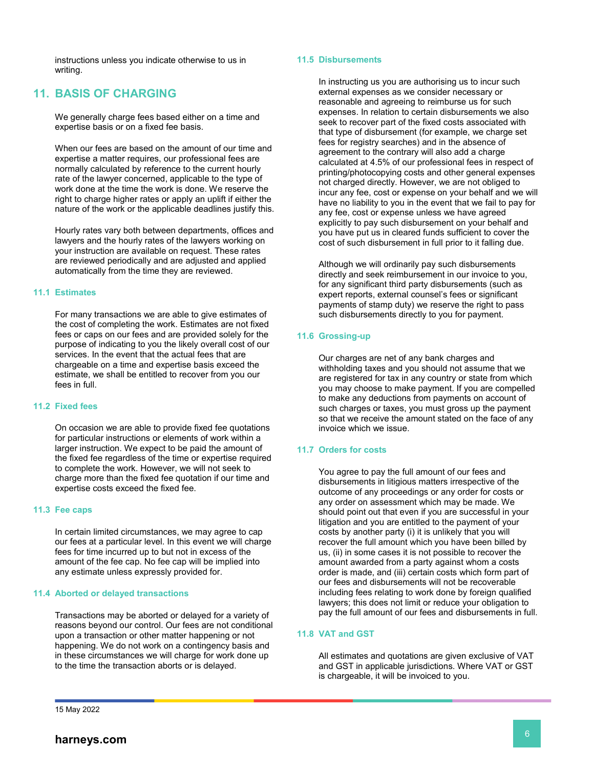instructions unless you indicate otherwise to us in writing.

## 11. BASIS OF CHARGING

We generally charge fees based either on a time and expertise basis or on a fixed fee basis.

When our fees are based on the amount of our time and expertise a matter requires, our professional fees are normally calculated by reference to the current hourly rate of the lawyer concerned, applicable to the type of work done at the time the work is done. We reserve the right to charge higher rates or apply an uplift if either the nature of the work or the applicable deadlines justify this.

Hourly rates vary both between departments, offices and lawyers and the hourly rates of the lawyers working on your instruction are available on request. These rates are reviewed periodically and are adjusted and applied automatically from the time they are reviewed.

### 11.1 Estimates

For many transactions we are able to give estimates of the cost of completing the work. Estimates are not fixed fees or caps on our fees and are provided solely for the purpose of indicating to you the likely overall cost of our services. In the event that the actual fees that are chargeable on a time and expertise basis exceed the estimate, we shall be entitled to recover from you our fees in full.

### 11.2 Fixed fees

On occasion we are able to provide fixed fee quotations for particular instructions or elements of work within a larger instruction. We expect to be paid the amount of the fixed fee regardless of the time or expertise required to complete the work. However, we will not seek to charge more than the fixed fee quotation if our time and expertise costs exceed the fixed fee.

### 11.3 Fee caps

In certain limited circumstances, we may agree to cap our fees at a particular level. In this event we will charge fees for time incurred up to but not in excess of the amount of the fee cap. No fee cap will be implied into any estimate unless expressly provided for.

### 11.4 Aborted or delayed transactions

Transactions may be aborted or delayed for a variety of reasons beyond our control. Our fees are not conditional upon a transaction or other matter happening or not happening. We do not work on a contingency basis and in these circumstances we will charge for work done up to the time the transaction aborts or is delayed.

### 11.5 Disbursements

In instructing us you are authorising us to incur such external expenses as we consider necessary or reasonable and agreeing to reimburse us for such expenses. In relation to certain disbursements we also seek to recover part of the fixed costs associated with that type of disbursement (for example, we charge set fees for registry searches) and in the absence of agreement to the contrary will also add a charge calculated at 4.5% of our professional fees in respect of printing/photocopying costs and other general expenses not charged directly. However, we are not obliged to incur any fee, cost or expense on your behalf and we will have no liability to you in the event that we fail to pay for any fee, cost or expense unless we have agreed explicitly to pay such disbursement on your behalf and you have put us in cleared funds sufficient to cover the cost of such disbursement in full prior to it falling due.

Although we will ordinarily pay such disbursements directly and seek reimbursement in our invoice to you, for any significant third party disbursements (such as expert reports, external counsel's fees or significant payments of stamp duty) we reserve the right to pass such disbursements directly to you for payment.

### 11.6 Grossing-up

Our charges are net of any bank charges and withholding taxes and you should not assume that we are registered for tax in any country or state from which you may choose to make payment. If you are compelled to make any deductions from payments on account of such charges or taxes, you must gross up the payment so that we receive the amount stated on the face of any invoice which we issue.

### 11.7 Orders for costs

You agree to pay the full amount of our fees and disbursements in litigious matters irrespective of the outcome of any proceedings or any order for costs or any order on assessment which may be made. We should point out that even if you are successful in your litigation and you are entitled to the payment of your costs by another party (i) it is unlikely that you will recover the full amount which you have been billed by us, (ii) in some cases it is not possible to recover the amount awarded from a party against whom a costs order is made, and (iii) certain costs which form part of our fees and disbursements will not be recoverable including fees relating to work done by foreign qualified lawyers; this does not limit or reduce your obligation to pay the full amount of our fees and disbursements in full.

### 11.8 VAT and GST

All estimates and quotations are given exclusive of VAT and GST in applicable jurisdictions. Where VAT or GST is chargeable, it will be invoiced to you.

15 May 2022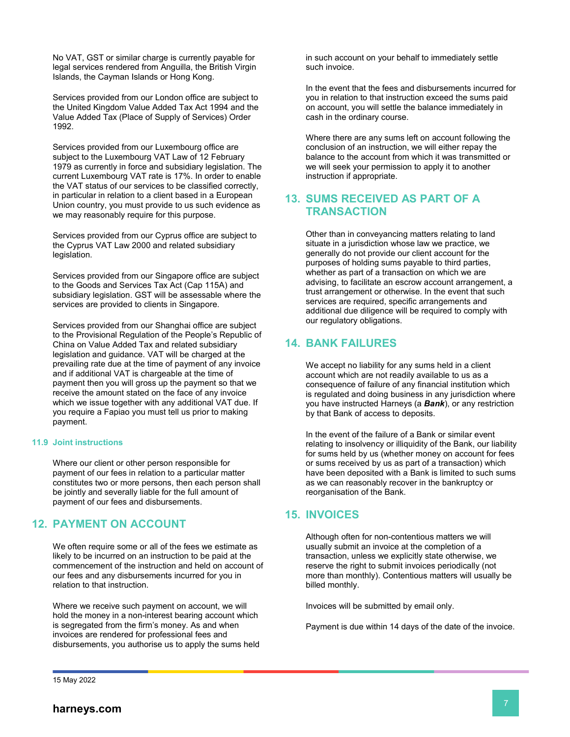No VAT, GST or similar charge is currently payable for legal services rendered from Anguilla, the British Virgin Islands, the Cayman Islands or Hong Kong.

Services provided from our London office are subject to the United Kingdom Value Added Tax Act 1994 and the Value Added Tax (Place of Supply of Services) Order 1992.

Services provided from our Luxembourg office are subject to the Luxembourg VAT Law of 12 February 1979 as currently in force and subsidiary legislation. The current Luxembourg VAT rate is 17%. In order to enable the VAT status of our services to be classified correctly, in particular in relation to a client based in a European Union country, you must provide to us such evidence as we may reasonably require for this purpose.

Services provided from our Cyprus office are subject to the Cyprus VAT Law 2000 and related subsidiary legislation.

Services provided from our Singapore office are subject to the Goods and Services Tax Act (Cap 115A) and subsidiary legislation. GST will be assessable where the services are provided to clients in Singapore.

Services provided from our Shanghai office are subject to the Provisional Regulation of the People's Republic of China on Value Added Tax and related subsidiary legislation and guidance. VAT will be charged at the prevailing rate due at the time of payment of any invoice and if additional VAT is chargeable at the time of payment then you will gross up the payment so that we receive the amount stated on the face of any invoice which we issue together with any additional VAT due. If you require a Fapiao you must tell us prior to making payment.

### 11.9 Joint instructions

Where our client or other person responsible for payment of our fees in relation to a particular matter constitutes two or more persons, then each person shall be jointly and severally liable for the full amount of payment of our fees and disbursements.

## 12. PAYMENT ON ACCOUNT

We often require some or all of the fees we estimate as likely to be incurred on an instruction to be paid at the commencement of the instruction and held on account of our fees and any disbursements incurred for you in relation to that instruction.

Where we receive such payment on account, we will hold the money in a non-interest bearing account which is segregated from the firm's money. As and when invoices are rendered for professional fees and disbursements, you authorise us to apply the sums held in such account on your behalf to immediately settle such invoice.

In the event that the fees and disbursements incurred for you in relation to that instruction exceed the sums paid on account, you will settle the balance immediately in cash in the ordinary course.

Where there are any sums left on account following the conclusion of an instruction, we will either repay the balance to the account from which it was transmitted or we will seek your permission to apply it to another instruction if appropriate.

## 13. SUMS RECEIVED AS PART OF A TRANSACTION

Other than in conveyancing matters relating to land situate in a jurisdiction whose law we practice, we generally do not provide our client account for the purposes of holding sums payable to third parties, whether as part of a transaction on which we are advising, to facilitate an escrow account arrangement, a trust arrangement or otherwise. In the event that such services are required, specific arrangements and additional due diligence will be required to comply with our regulatory obligations.

## 14. BANK FAILURES

We accept no liability for any sums held in a client account which are not readily available to us as a consequence of failure of any financial institution which is regulated and doing business in any jurisdiction where you have instructed Harneys (a ***Bank***), or any restriction by that Bank of access to deposits.

In the event of the failure of a Bank or similar event relating to insolvency or illiquidity of the Bank, our liability for sums held by us (whether money on account for fees or sums received by us as part of a transaction) which have been deposited with a Bank is limited to such sums as we can reasonably recover in the bankruptcy or reorganisation of the Bank.

## 15. INVOICES

Although often for non-contentious matters we will usually submit an invoice at the completion of a transaction, unless we explicitly state otherwise, we reserve the right to submit invoices periodically (not more than monthly). Contentious matters will usually be billed monthly.

Invoices will be submitted by email only.

Payment is due within 14 days of the date of the invoice.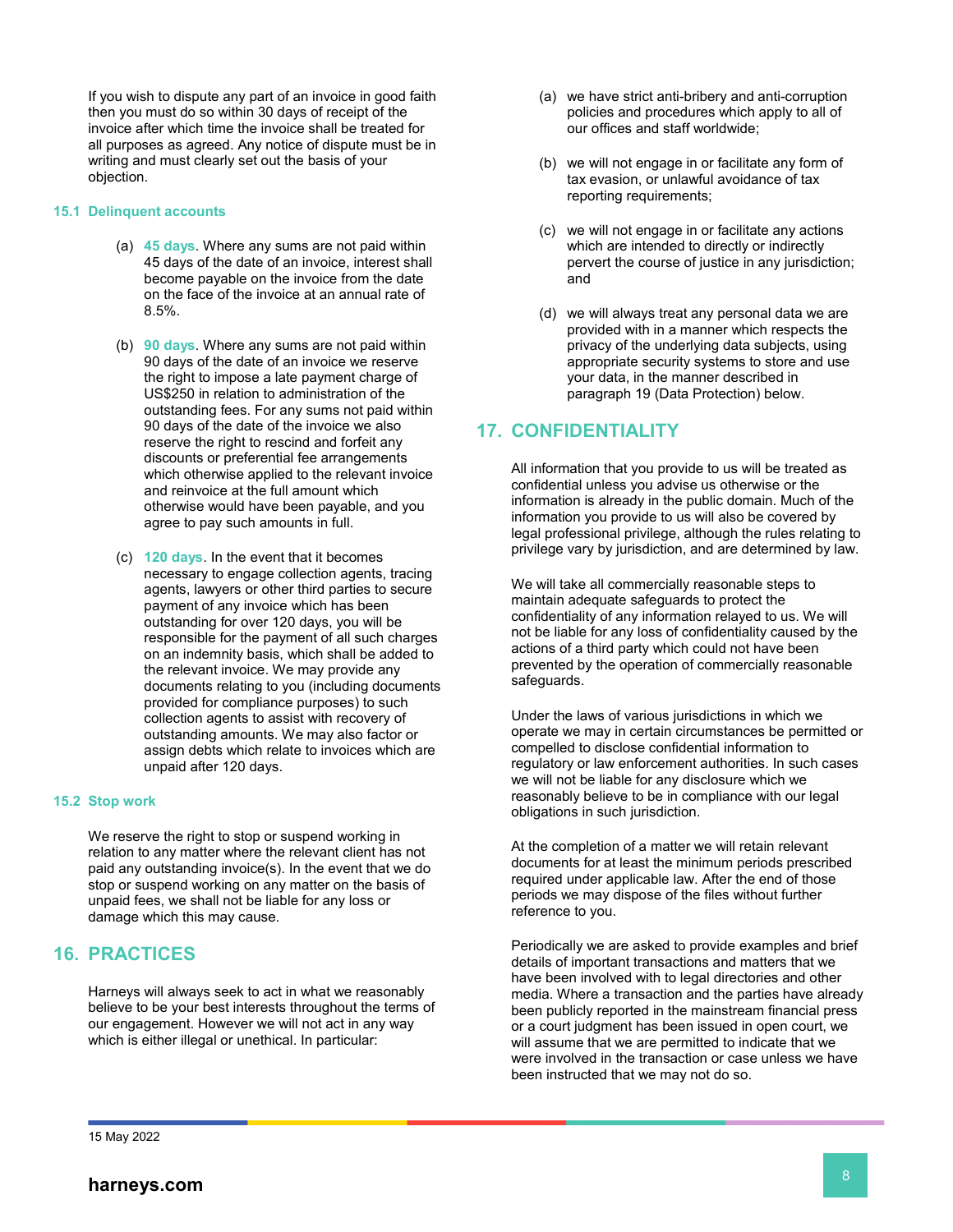If you wish to dispute any part of an invoice in good faith then you must do so within 30 days of receipt of the invoice after which time the invoice shall be treated for all purposes as agreed. Any notice of dispute must be in writing and must clearly set out the basis of your objection.

### 15.1 Delinquent accounts

(a) **45 days**. Where any sums are not paid within 45 days of the date of an invoice, interest shall become payable on the invoice from the date on the face of the invoice at an annual rate of 8.5%.

(b) **90 days**. Where any sums are not paid within 90 days of the date of an invoice we reserve the right to impose a late payment charge of US$250 in relation to administration of the outstanding fees. For any sums not paid within 90 days of the date of the invoice we also reserve the right to rescind and forfeit any discounts or preferential fee arrangements which otherwise applied to the relevant invoice and reinvoice at the full amount which otherwise would have been payable, and you agree to pay such amounts in full.

(c) **120 days**. In the event that it becomes necessary to engage collection agents, tracing agents, lawyers or other third parties to secure payment of any invoice which has been outstanding for over 120 days, you will be responsible for the payment of all such charges on an indemnity basis, which shall be added to the relevant invoice. We may provide any documents relating to you (including documents provided for compliance purposes) to such collection agents to assist with recovery of outstanding amounts. We may also factor or assign debts which relate to invoices which are unpaid after 120 days.

### 15.2 Stop work

We reserve the right to stop or suspend working in relation to any matter where the relevant client has not paid any outstanding invoice(s). In the event that we do stop or suspend working on any matter on the basis of unpaid fees, we shall not be liable for any loss or damage which this may cause.

## 16. PRACTICES

Harneys will always seek to act in what we reasonably believe to be your best interests throughout the terms of our engagement. However we will not act in any way which is either illegal or unethical. In particular:

(a) we have strict anti-bribery and anti-corruption policies and procedures which apply to all of our offices and staff worldwide;

(b) we will not engage in or facilitate any form of tax evasion, or unlawful avoidance of tax reporting requirements;

(c) we will not engage in or facilitate any actions which are intended to directly or indirectly pervert the course of justice in any jurisdiction; and

(d) we will always treat any personal data we are provided with in a manner which respects the privacy of the underlying data subjects, using appropriate security systems to store and use your data, in the manner described in paragraph 19 (Data Protection) below.

## 17. CONFIDENTIALITY

All information that you provide to us will be treated as confidential unless you advise us otherwise or the information is already in the public domain. Much of the information you provide to us will also be covered by legal professional privilege, although the rules relating to privilege vary by jurisdiction, and are determined by law.

We will take all commercially reasonable steps to maintain adequate safeguards to protect the confidentiality of any information relayed to us. We will not be liable for any loss of confidentiality caused by the actions of a third party which could not have been prevented by the operation of commercially reasonable safeguards.

Under the laws of various jurisdictions in which we operate we may in certain circumstances be permitted or compelled to disclose confidential information to regulatory or law enforcement authorities. In such cases we will not be liable for any disclosure which we reasonably believe to be in compliance with our legal obligations in such jurisdiction.

At the completion of a matter we will retain relevant documents for at least the minimum periods prescribed required under applicable law. After the end of those periods we may dispose of the files without further reference to you.

Periodically we are asked to provide examples and brief details of important transactions and matters that we have been involved with to legal directories and other media. Where a transaction and the parties have already been publicly reported in the mainstream financial press or a court judgment has been issued in open court, we will assume that we are permitted to indicate that we were involved in the transaction or case unless we have been instructed that we may not do so.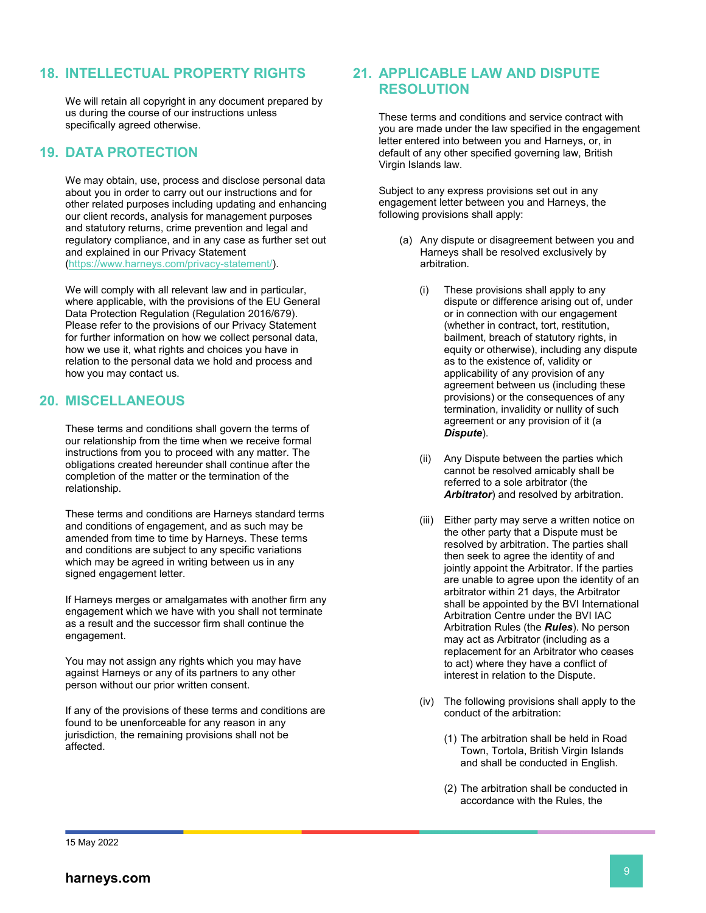## 18. INTELLECTUAL PROPERTY RIGHTS

We will retain all copyright in any document prepared by us during the course of our instructions unless specifically agreed otherwise.

## 19. DATA PROTECTION

We may obtain, use, process and disclose personal data about you in order to carry out our instructions and for other related purposes including updating and enhancing our client records, analysis for management purposes and statutory returns, crime prevention and legal and regulatory compliance, and in any case as further set out and explained in our Privacy Statement (https://www.harneys.com/privacy-statement/).

We will comply with all relevant law and in particular, where applicable, with the provisions of the EU General Data Protection Regulation (Regulation 2016/679). Please refer to the provisions of our Privacy Statement for further information on how we collect personal data, how we use it, what rights and choices you have in relation to the personal data we hold and process and how you may contact us.

## 20. MISCELLANEOUS

These terms and conditions shall govern the terms of our relationship from the time when we receive formal instructions from you to proceed with any matter. The obligations created hereunder shall continue after the completion of the matter or the termination of the relationship.

These terms and conditions are Harneys standard terms and conditions of engagement, and as such may be amended from time to time by Harneys. These terms and conditions are subject to any specific variations which may be agreed in writing between us in any signed engagement letter.

If Harneys merges or amalgamates with another firm any engagement which we have with you shall not terminate as a result and the successor firm shall continue the engagement.

You may not assign any rights which you may have against Harneys or any of its partners to any other person without our prior written consent.

If any of the provisions of these terms and conditions are found to be unenforceable for any reason in any jurisdiction, the remaining provisions shall not be affected.

## 21. APPLICABLE LAW AND DISPUTE RESOLUTION

These terms and conditions and service contract with you are made under the law specified in the engagement letter entered into between you and Harneys, or, in default of any other specified governing law, British Virgin Islands law.

Subject to any express provisions set out in any engagement letter between you and Harneys, the following provisions shall apply:

(a) Any dispute or disagreement between you and Harneys shall be resolved exclusively by arbitration.

(i) These provisions shall apply to any dispute or difference arising out of, under or in connection with our engagement (whether in contract, tort, restitution, bailment, breach of statutory rights, in equity or otherwise), including any dispute as to the existence of, validity or applicability of any provision of any agreement between us (including these provisions) or the consequences of any termination, invalidity or nullity of such agreement or any provision of it (a ***Dispute***).

(ii) Any Dispute between the parties which cannot be resolved amicably shall be referred to a sole arbitrator (the ***Arbitrator***) and resolved by arbitration.

(iii) Either party may serve a written notice on the other party that a Dispute must be resolved by arbitration. The parties shall then seek to agree the identity of and jointly appoint the Arbitrator. If the parties are unable to agree upon the identity of an arbitrator within 21 days, the Arbitrator shall be appointed by the BVI International Arbitration Centre under the BVI IAC Arbitration Rules (the ***Rules***). No person may act as Arbitrator (including as a replacement for an Arbitrator who ceases to act) where they have a conflict of interest in relation to the Dispute.

(iv) The following provisions shall apply to the conduct of the arbitration:

(1) The arbitration shall be held in Road Town, Tortola, British Virgin Islands and shall be conducted in English.

(2) The arbitration shall be conducted in accordance with the Rules, the

15 May 2022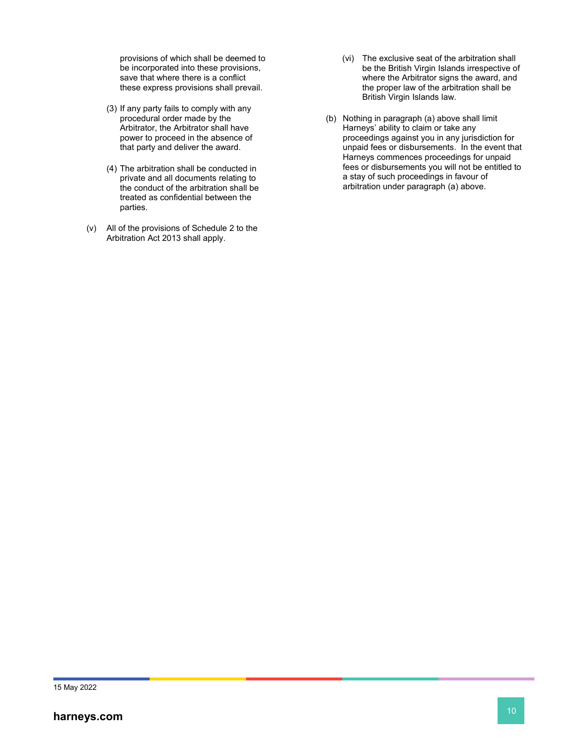provisions of which shall be deemed to be incorporated into these provisions, save that where there is a conflict these express provisions shall prevail.

(3) If any party fails to comply with any procedural order made by the Arbitrator, the Arbitrator shall have power to proceed in the absence of that party and deliver the award.

(4) The arbitration shall be conducted in private and all documents relating to the conduct of the arbitration shall be treated as confidential between the parties.

(v) All of the provisions of Schedule 2 to the Arbitration Act 2013 shall apply.

(vi) The exclusive seat of the arbitration shall be the British Virgin Islands irrespective of where the Arbitrator signs the award, and the proper law of the arbitration shall be British Virgin Islands law.

(b) Nothing in paragraph (a) above shall limit Harneys' ability to claim or take any proceedings against you in any jurisdiction for unpaid fees or disbursements. In the event that Harneys commences proceedings for unpaid fees or disbursements you will not be entitled to a stay of such proceedings in favour of arbitration under paragraph (a) above.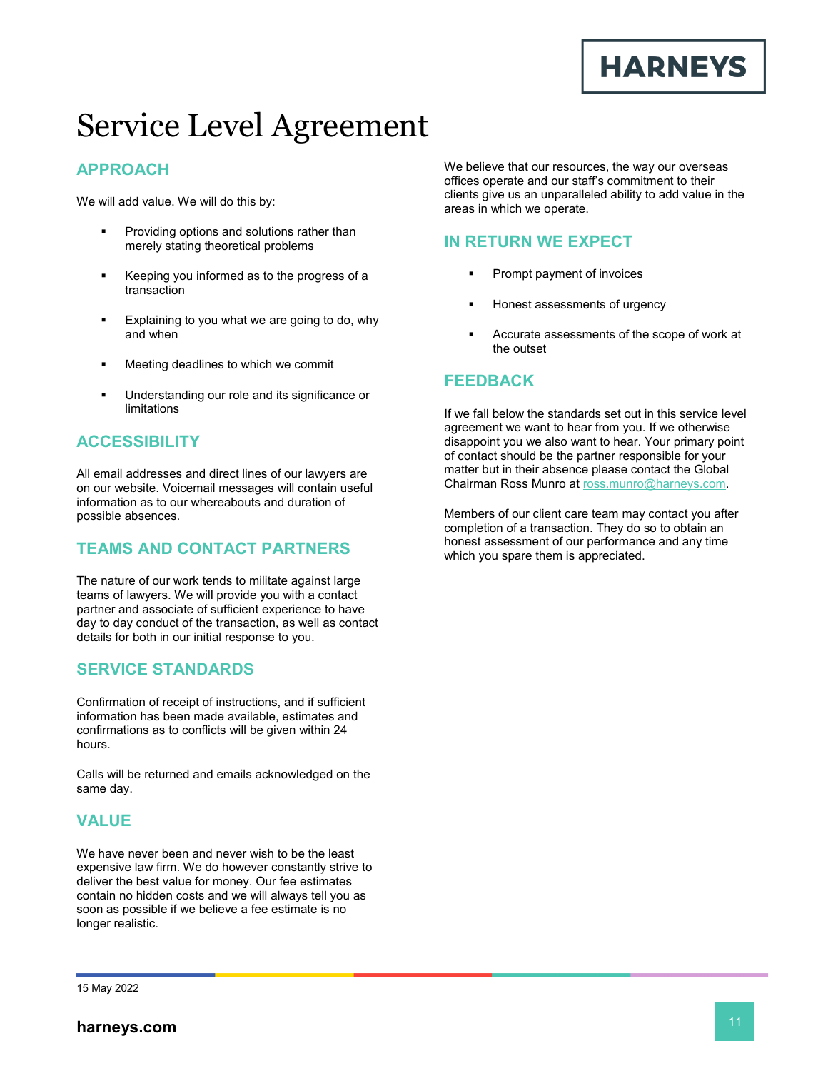# Service Level Agreement

## APPROACH

We will add value. We will do this by:

- Providing options and solutions rather than merely stating theoretical problems
- Keeping you informed as to the progress of a transaction
- Explaining to you what we are going to do, why and when
- Meeting deadlines to which we commit
- Understanding our role and its significance or limitations

## ACCESSIBILITY

All email addresses and direct lines of our lawyers are on our website. Voicemail messages will contain useful information as to our whereabouts and duration of possible absences.

## TEAMS AND CONTACT PARTNERS

The nature of our work tends to militate against large teams of lawyers. We will provide you with a contact partner and associate of sufficient experience to have day to day conduct of the transaction, as well as contact details for both in our initial response to you.

## SERVICE STANDARDS

Confirmation of receipt of instructions, and if sufficient information has been made available, estimates and confirmations as to conflicts will be given within 24 hours.

Calls will be returned and emails acknowledged on the same day.

## VALUE

We have never been and never wish to be the least expensive law firm. We do however constantly strive to deliver the best value for money. Our fee estimates contain no hidden costs and we will always tell you as soon as possible if we believe a fee estimate is no longer realistic.

We believe that our resources, the way our overseas offices operate and our staff's commitment to their clients give us an unparalleled ability to add value in the areas in which we operate.

## IN RETURN WE EXPECT

- Prompt payment of invoices
- Honest assessments of urgency
- Accurate assessments of the scope of work at the outset

## FEEDBACK

If we fall below the standards set out in this service level agreement we want to hear from you. If we otherwise disappoint you we also want to hear. Your primary point of contact should be the partner responsible for your matter but in their absence please contact the Global Chairman Ross Munro at ross.munro@harneys.com.

Members of our client care team may contact you after completion of a transaction. They do so to obtain an honest assessment of our performance and any time which you spare them is appreciated.

15 May 2022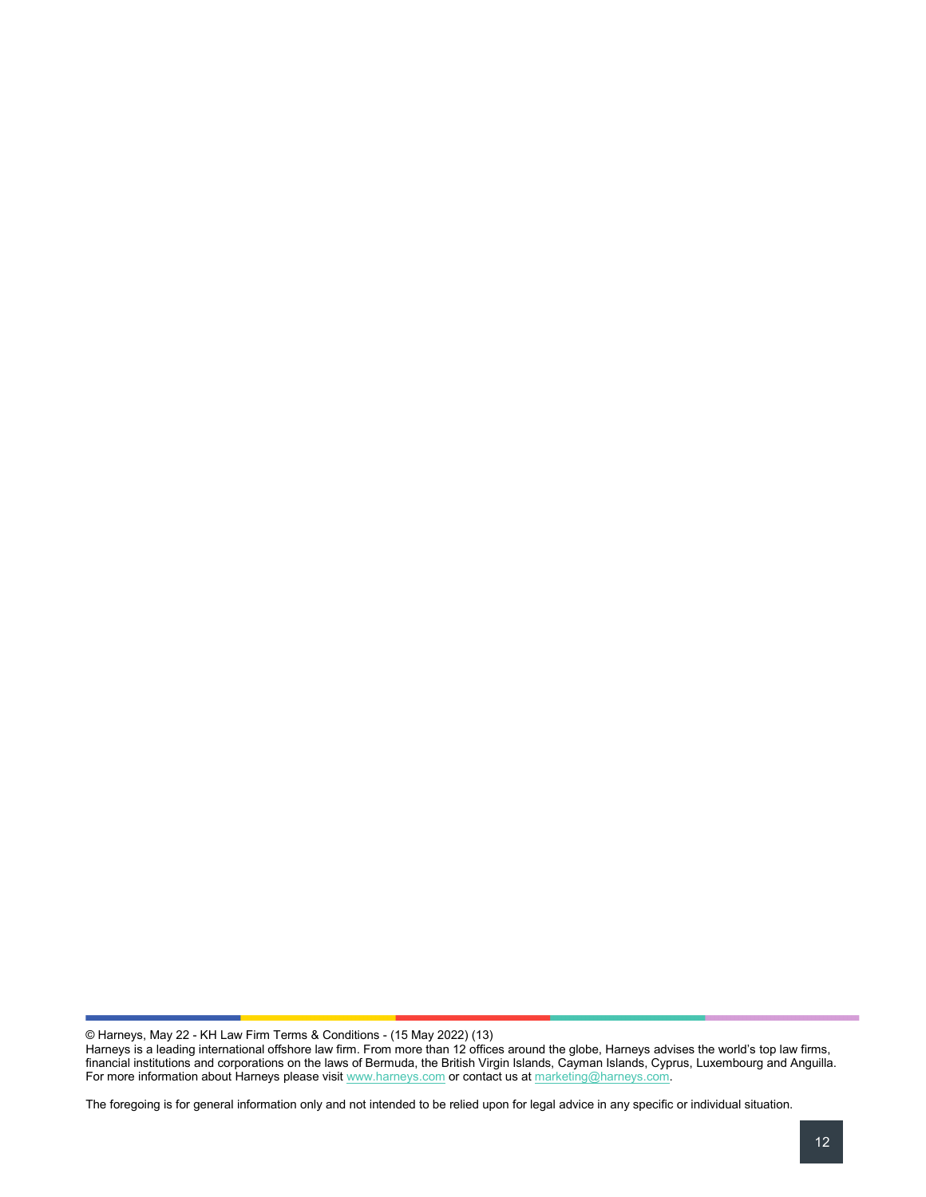© Harneys, May 22 - KH Law Firm Terms & Conditions - (15 May 2022) (13)
Harneys is a leading international offshore law firm. From more than 12 offices around the globe, Harneys advises the world's top law firms, financial institutions and corporations on the laws of Bermuda, the British Virgin Islands, Cayman Islands, Cyprus, Luxembourg and Anguilla. For more information about Harneys please visit www.harneys.com or contact us at marketing@harneys.com.

The foregoing is for general information only and not intended to be relied upon for legal advice in any specific or individual situation.